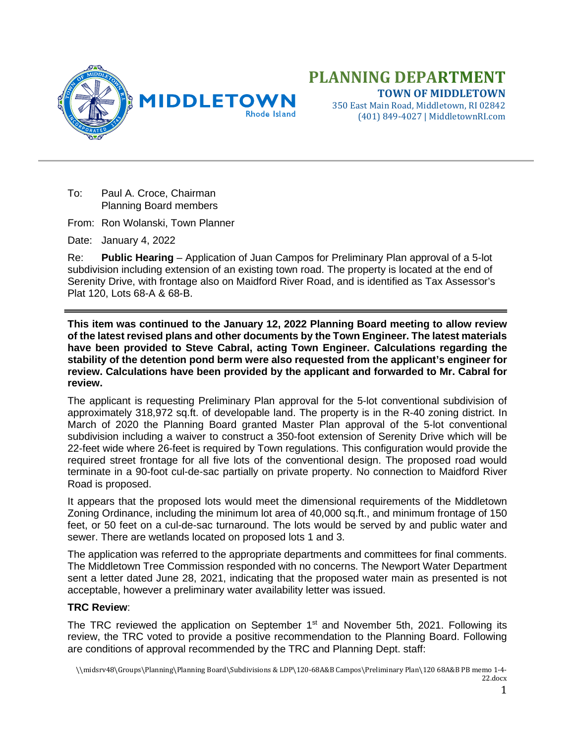# PLANNING DEPARTMENT

**TOWN OF MIDDLETOWN**

350 East Main Road, Middletown, RI 02842
(401) 849-4027 | MiddletownRI.com

To: Paul A. Croce, Chairman
Planning Board members

From: Ron Wolanski, Town Planner

Date: January 4, 2022

Re: **Public Hearing** – Application of Juan Campos for Preliminary Plan approval of a 5-lot subdivision including extension of an existing town road. The property is located at the end of Serenity Drive, with frontage also on Maidford River Road, and is identified as Tax Assessor's Plat 120, Lots 68-A & 68-B.

---

**This item was continued to the January 12, 2022 Planning Board meeting to allow review of the latest revised plans and other documents by the Town Engineer. The latest materials have been provided to Steve Cabral, acting Town Engineer. Calculations regarding the stability of the detention pond berm were also requested from the applicant's engineer for review. Calculations have been provided by the applicant and forwarded to Mr. Cabral for review.**

The applicant is requesting Preliminary Plan approval for the 5-lot conventional subdivision of approximately 318,972 sq.ft. of developable land. The property is in the R-40 zoning district. In March of 2020 the Planning Board granted Master Plan approval of the 5-lot conventional subdivision including a waiver to construct a 350-foot extension of Serenity Drive which will be 22-feet wide where 26-feet is required by Town regulations. This configuration would provide the required street frontage for all five lots of the conventional design. The proposed road would terminate in a 90-foot cul-de-sac partially on private property. No connection to Maidford River Road is proposed.

It appears that the proposed lots would meet the dimensional requirements of the Middletown Zoning Ordinance, including the minimum lot area of 40,000 sq.ft., and minimum frontage of 150 feet, or 50 feet on a cul-de-sac turnaround. The lots would be served by and public water and sewer. There are wetlands located on proposed lots 1 and 3.

The application was referred to the appropriate departments and committees for final comments. The Middletown Tree Commission responded with no concerns. The Newport Water Department sent a letter dated June 28, 2021, indicating that the proposed water main as presented is not acceptable, however a preliminary water availability letter was issued.

**TRC Review**:

The TRC reviewed the application on September 1st and November 5th, 2021. Following its review, the TRC voted to provide a positive recommendation to the Planning Board. Following are conditions of approval recommended by the TRC and Planning Dept. staff: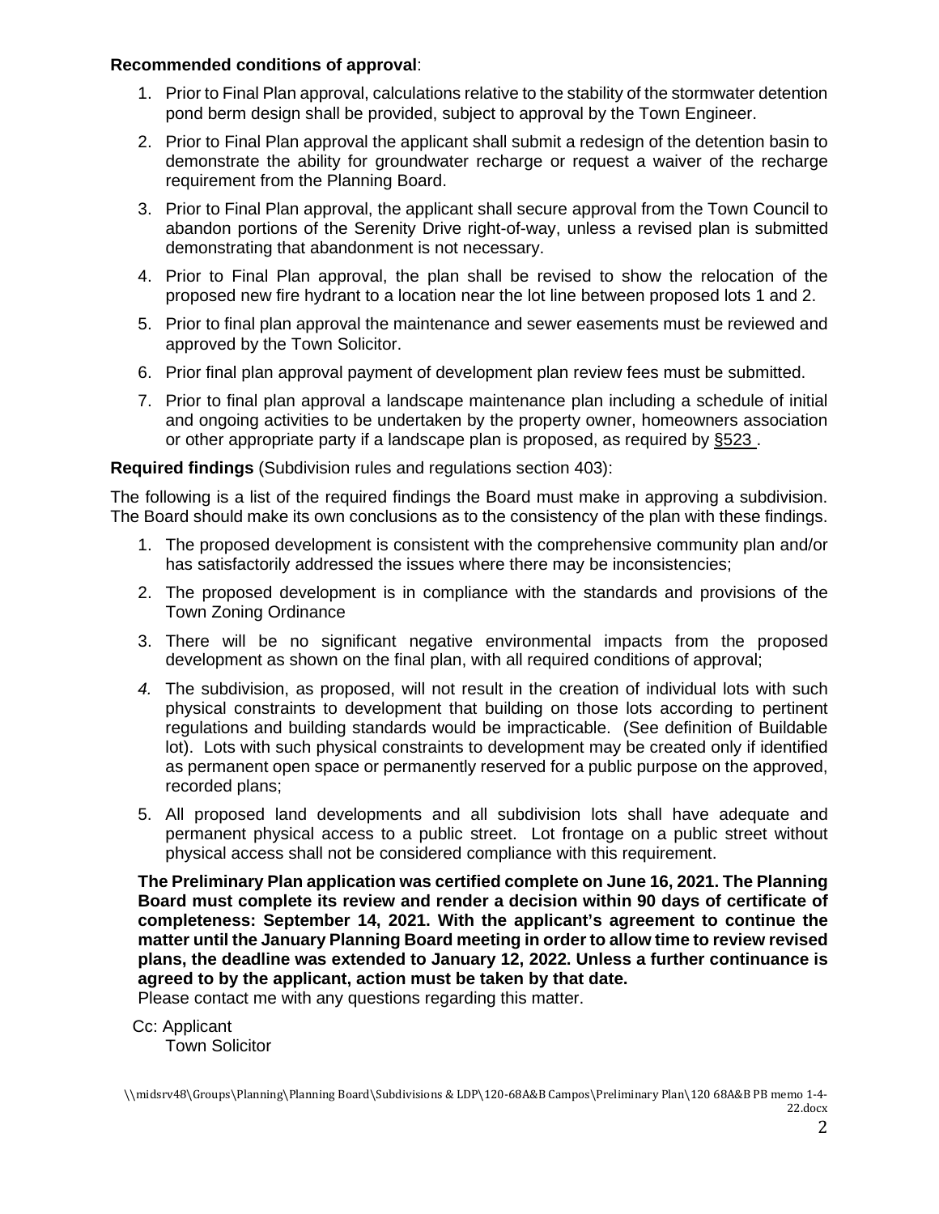**Recommended conditions of approval**:

1. Prior to Final Plan approval, calculations relative to the stability of the stormwater detention pond berm design shall be provided, subject to approval by the Town Engineer.
2. Prior to Final Plan approval the applicant shall submit a redesign of the detention basin to demonstrate the ability for groundwater recharge or request a waiver of the recharge requirement from the Planning Board.
3. Prior to Final Plan approval, the applicant shall secure approval from the Town Council to abandon portions of the Serenity Drive right-of-way, unless a revised plan is submitted demonstrating that abandonment is not necessary.
4. Prior to Final Plan approval, the plan shall be revised to show the relocation of the proposed new fire hydrant to a location near the lot line between proposed lots 1 and 2.
5. Prior to final plan approval the maintenance and sewer easements must be reviewed and approved by the Town Solicitor.
6. Prior final plan approval payment of development plan review fees must be submitted.
7. Prior to final plan approval a landscape maintenance plan including a schedule of initial and ongoing activities to be undertaken by the property owner, homeowners association or other appropriate party if a landscape plan is proposed, as required by §523 .

**Required findings** (Subdivision rules and regulations section 403):

The following is a list of the required findings the Board must make in approving a subdivision. The Board should make its own conclusions as to the consistency of the plan with these findings.

1. The proposed development is consistent with the comprehensive community plan and/or has satisfactorily addressed the issues where there may be inconsistencies;
2. The proposed development is in compliance with the standards and provisions of the Town Zoning Ordinance
3. There will be no significant negative environmental impacts from the proposed development as shown on the final plan, with all required conditions of approval;
4. The subdivision, as proposed, will not result in the creation of individual lots with such physical constraints to development that building on those lots according to pertinent regulations and building standards would be impracticable. (See definition of Buildable lot). Lots with such physical constraints to development may be created only if identified as permanent open space or permanently reserved for a public purpose on the approved, recorded plans;
5. All proposed land developments and all subdivision lots shall have adequate and permanent physical access to a public street. Lot frontage on a public street without physical access shall not be considered compliance with this requirement.

**The Preliminary Plan application was certified complete on June 16, 2021. The Planning Board must complete its review and render a decision within 90 days of certificate of completeness: September 14, 2021. With the applicant's agreement to continue the matter until the January Planning Board meeting in order to allow time to review revised plans, the deadline was extended to January 12, 2022. Unless a further continuance is agreed to by the applicant, action must be taken by that date.**

Please contact me with any questions regarding this matter.

Cc: Applicant
Town Solicitor

\\midsrv48\Groups\Planning\Planning Board\Subdivisions & LDP\120-68A&B Campos\Preliminary Plan\120 68A&B PB memo 1-4-22.docx